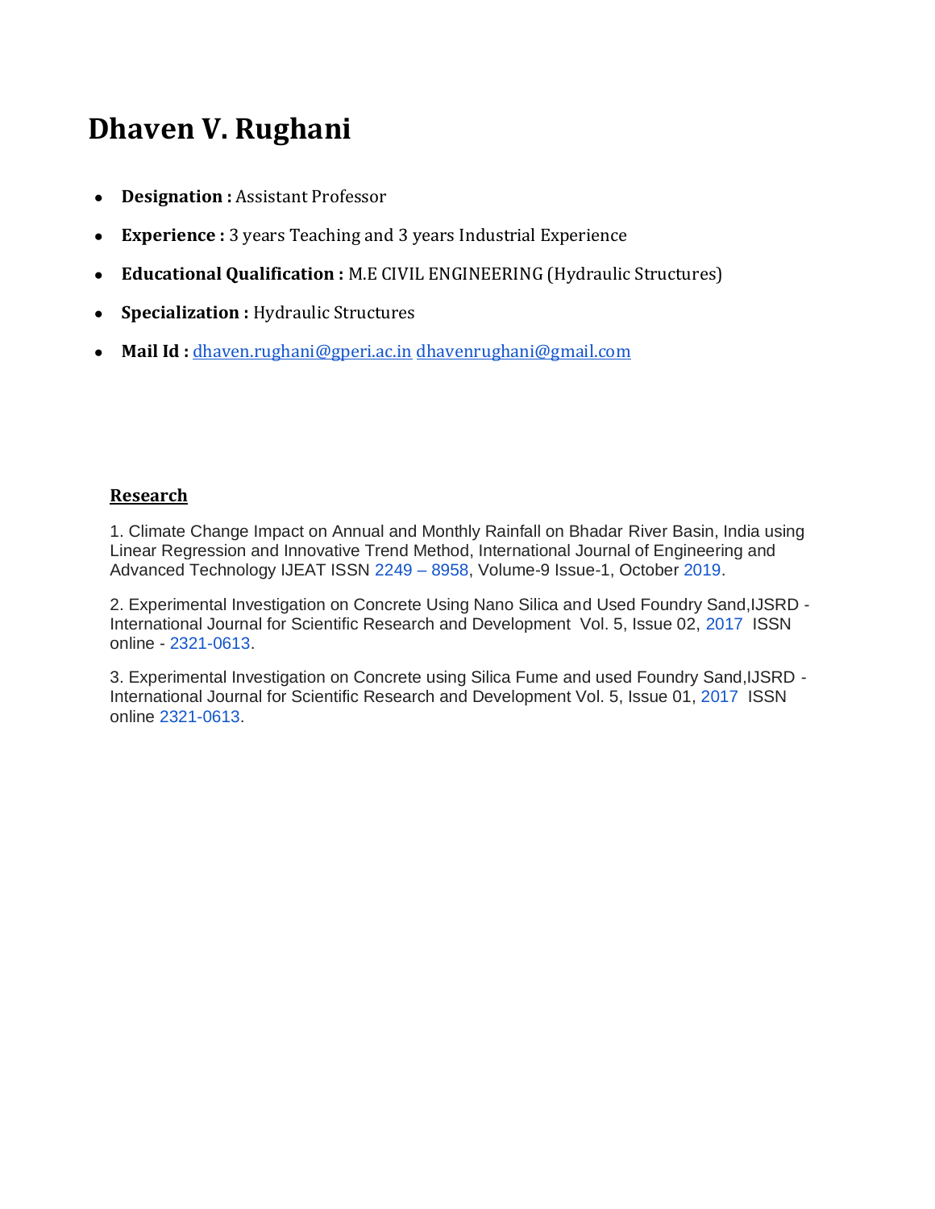# Dhaven V. Rughani

- **Designation :** Assistant Professor
- **Experience :** 3 years Teaching and 3 years Industrial Experience
- **Educational Qualification :** M.E CIVIL ENGINEERING (Hydraulic Structures)
- **Specialization :** Hydraulic Structures
- **Mail Id :** dhaven.rughani@gperi.ac.in dhavenrughani@gmail.com

## Research

1. Climate Change Impact on Annual and Monthly Rainfall on Bhadar River Basin, India using Linear Regression and Innovative Trend Method, International Journal of Engineering and Advanced Technology IJEAT ISSN 2249 – 8958, Volume-9 Issue-1, October 2019.

2. Experimental Investigation on Concrete Using Nano Silica and Used Foundry Sand,IJSRD - International Journal for Scientific Research and Development Vol. 5, Issue 02, 2017 ISSN online - 2321-0613.

3. Experimental Investigation on Concrete using Silica Fume and used Foundry Sand,IJSRD - International Journal for Scientific Research and Development Vol. 5, Issue 01, 2017 ISSN online 2321-0613.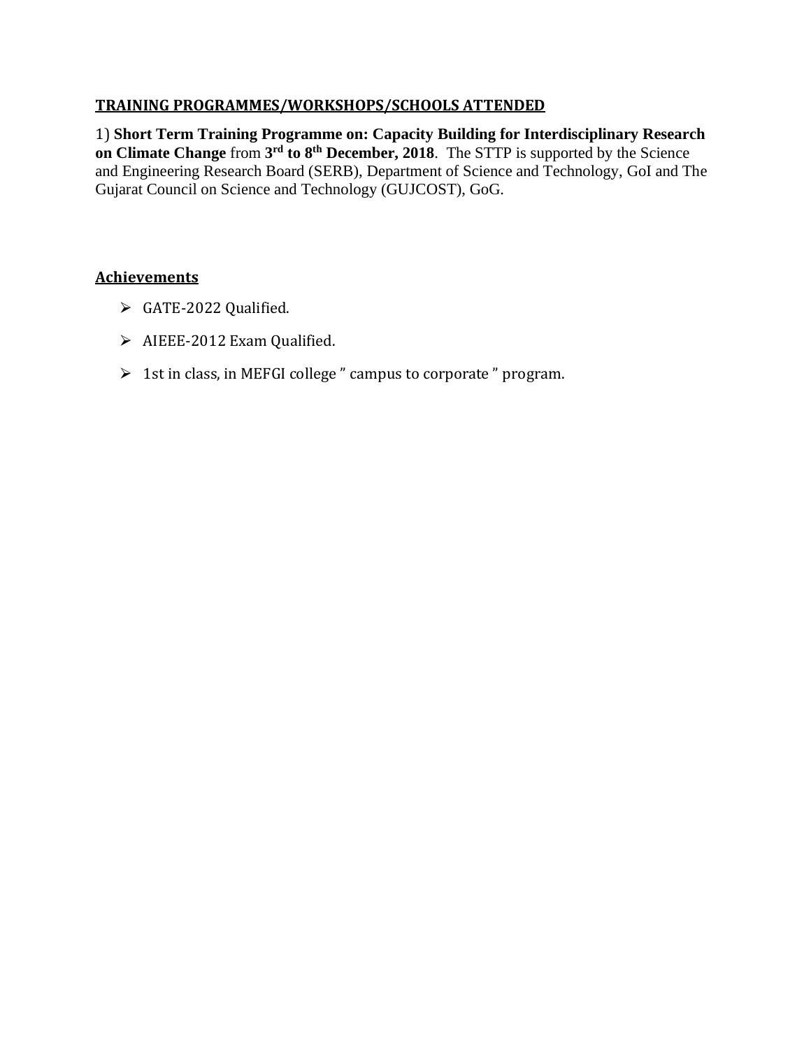## TRAINING PROGRAMMES/WORKSHOPS/SCHOOLS ATTENDED

1) **Short Term Training Programme on: Capacity Building for Interdisciplinary Research on Climate Change** from **3rd to 8th December, 2018**. The STTP is supported by the Science and Engineering Research Board (SERB), Department of Science and Technology, GoI and The Gujarat Council on Science and Technology (GUJCOST), GoG.

## Achievements

- GATE-2022 Qualified.
- AIEEE-2012 Exam Qualified.
- 1st in class, in MEFGI college " campus to corporate " program.